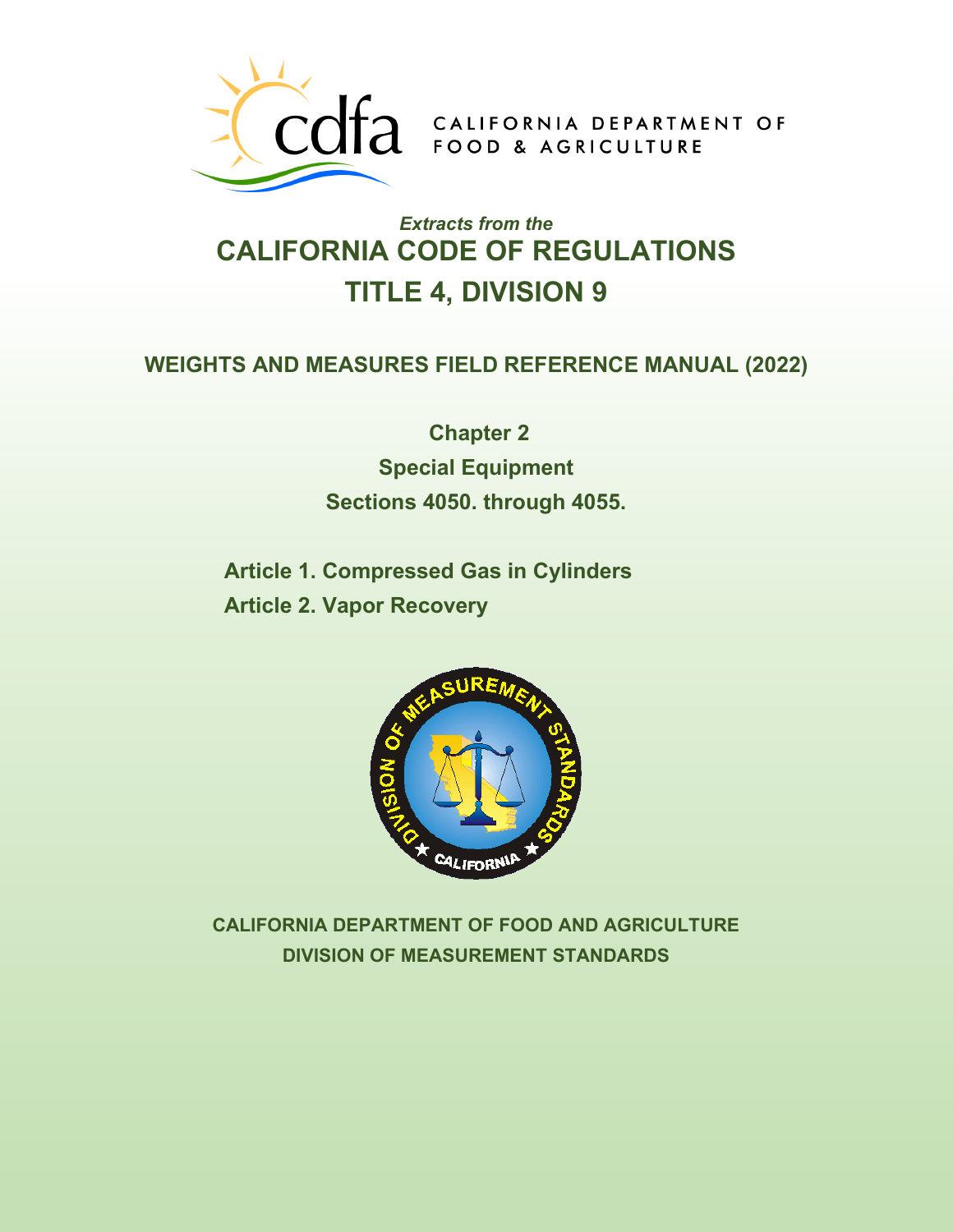CALIFORNIA DEPARTMENT OF FOOD & AGRICULTURE

*Extracts from the*

# CALIFORNIA CODE OF REGULATIONS
# TITLE 4, DIVISION 9

## WEIGHTS AND MEASURES FIELD REFERENCE MANUAL (2022)

**Chapter 2**

**Special Equipment**

**Sections 4050. through 4055.**

**Article 1. Compressed Gas in Cylinders**

**Article 2. Vapor Recovery**

**CALIFORNIA DEPARTMENT OF FOOD AND AGRICULTURE**

**DIVISION OF MEASUREMENT STANDARDS**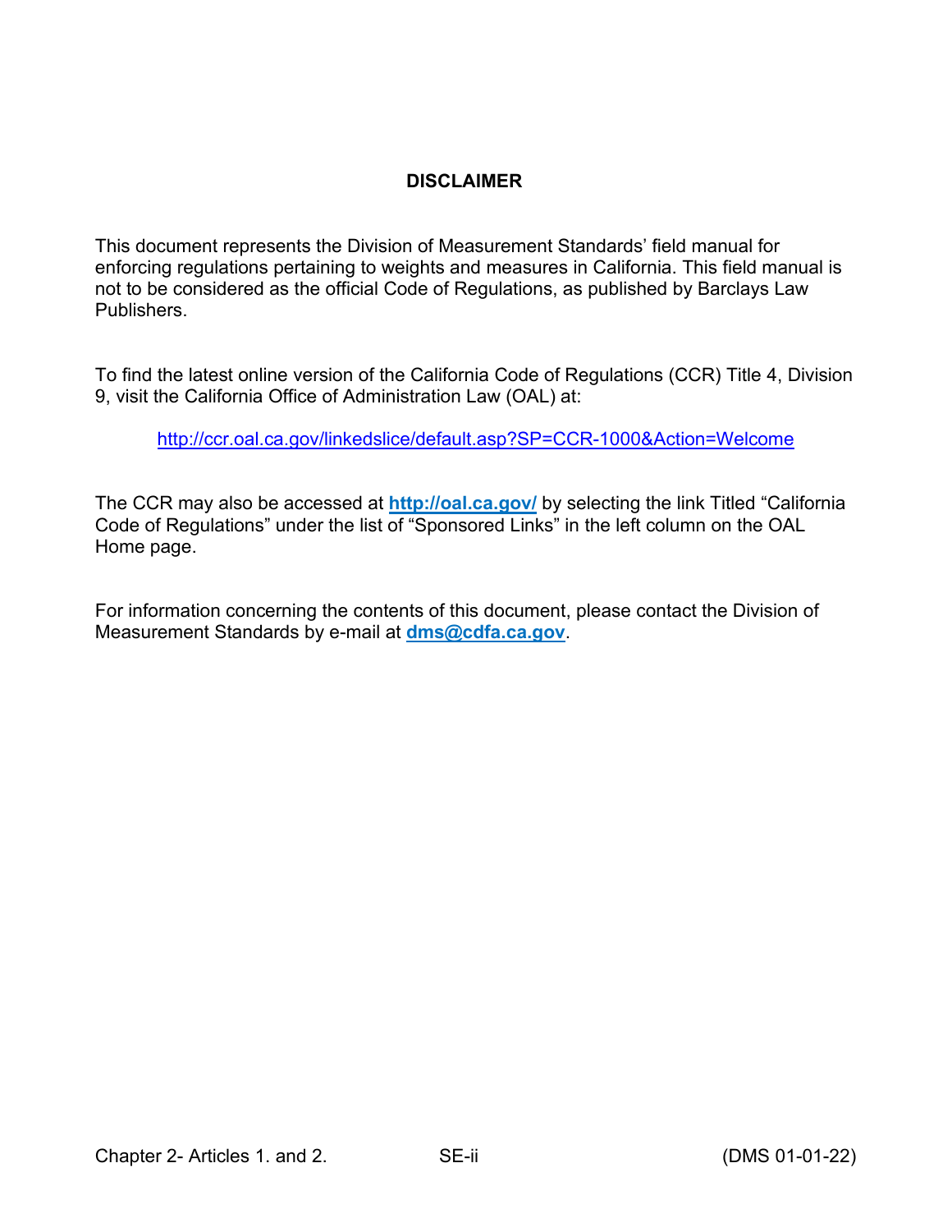## DISCLAIMER

This document represents the Division of Measurement Standards' field manual for enforcing regulations pertaining to weights and measures in California. This field manual is not to be considered as the official Code of Regulations, as published by Barclays Law Publishers.

To find the latest online version of the California Code of Regulations (CCR) Title 4, Division 9, visit the California Office of Administration Law (OAL) at:

http://ccr.oal.ca.gov/linkedslice/default.asp?SP=CCR-1000&Action=Welcome

The CCR may also be accessed at **http://oal.ca.gov/** by selecting the link Titled "California Code of Regulations" under the list of "Sponsored Links" in the left column on the OAL Home page.

For information concerning the contents of this document, please contact the Division of Measurement Standards by e-mail at **dms@cdfa.ca.gov**.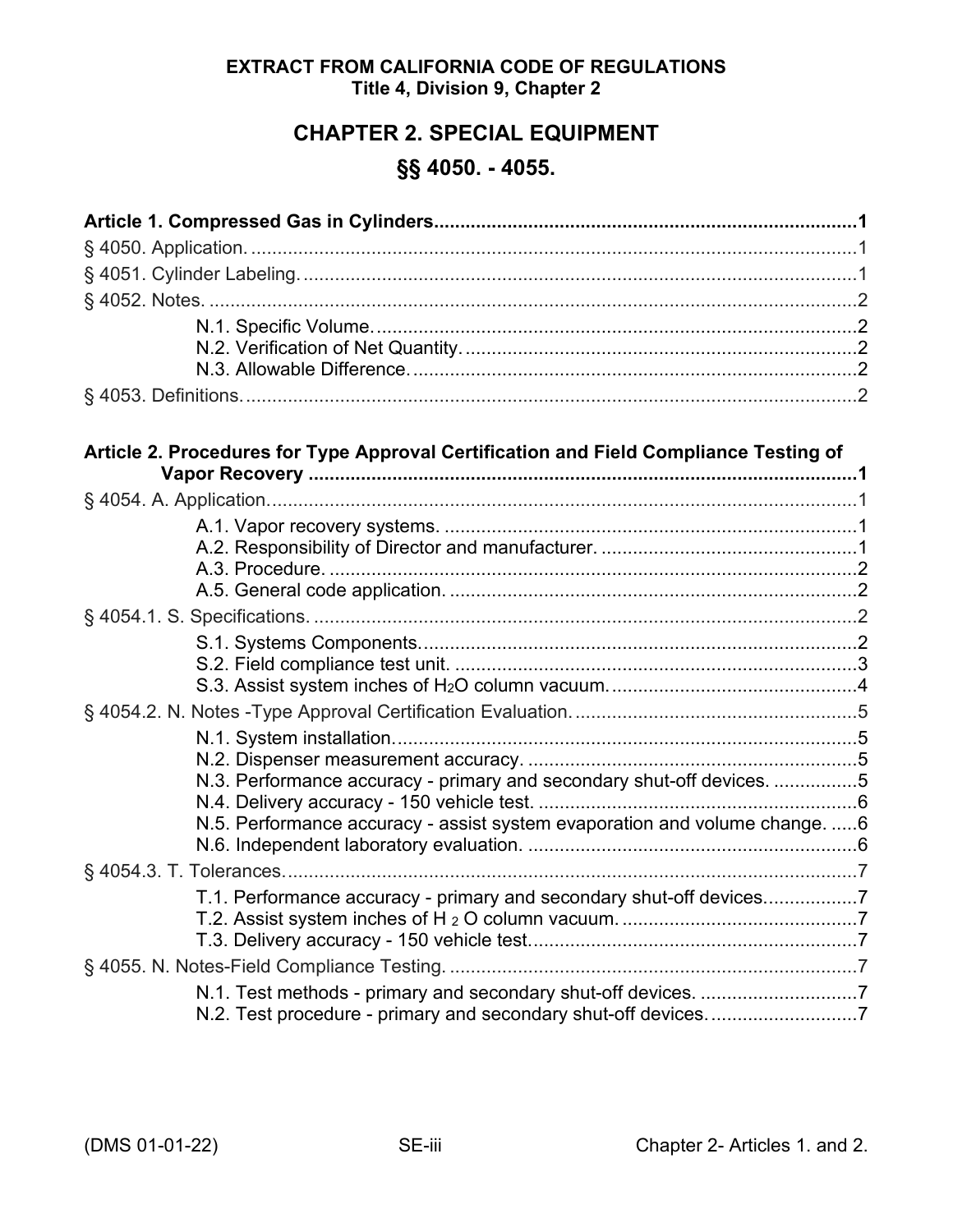**EXTRACT FROM CALIFORNIA CODE OF REGULATIONS**
**Title 4, Division 9, Chapter 2**

# CHAPTER 2. SPECIAL EQUIPMENT

# §§ 4050. - 4055.

**Article 1. Compressed Gas in Cylinders....................................................................................1**

§ 4050. Application. ....................................................................................................................1

§ 4051. Cylinder Labeling. ..........................................................................................................1

§ 4052. Notes. ............................................................................................................................2

- N.1. Specific Volume. ............................................................................................2
- N.2. Verification of Net Quantity. ...........................................................................2
- N.3. Allowable Difference. .....................................................................................2

§ 4053. Definitions. .....................................................................................................................2

**Article 2. Procedures for Type Approval Certification and Field Compliance Testing of Vapor Recovery ...........................................................................................................1**

§ 4054. A. Application. ................................................................................................................1

- A.1. Vapor recovery systems. ...............................................................................1
- A.2. Responsibility of Director and manufacturer. .................................................1
- A.3. Procedure. .....................................................................................................2
- A.5. General code application. .............................................................................2

§ 4054.1. S. Specifications. ........................................................................................................2

- S.1. Systems Components. ...................................................................................2
- S.2. Field compliance test unit. .............................................................................3
- S.3. Assist system inches of $H_2O$ column vacuum. ..............................................4

§ 4054.2. N. Notes -Type Approval Certification Evaluation. ......................................................5

- N.1. System installation. ........................................................................................5
- N.2. Dispenser measurement accuracy. ...............................................................5
- N.3. Performance accuracy - primary and secondary shut-off devices. ................5
- N.4. Delivery accuracy - 150 vehicle test. .............................................................6
- N.5. Performance accuracy - assist system evaporation and volume change. .....6
- N.6. Independent laboratory evaluation. ...............................................................6

§ 4054.3. T. Tolerances. .............................................................................................................7

- T.1. Performance accuracy - primary and secondary shut-off devices. .................7
- T.2. Assist system inches of $H_2O$ column vacuum. .............................................7
- T.3. Delivery accuracy - 150 vehicle test. ..............................................................7

§ 4055. N. Notes-Field Compliance Testing. .............................................................................7

- N.1. Test methods - primary and secondary shut-off devices. ..............................7
- N.2. Test procedure - primary and secondary shut-off devices. ............................7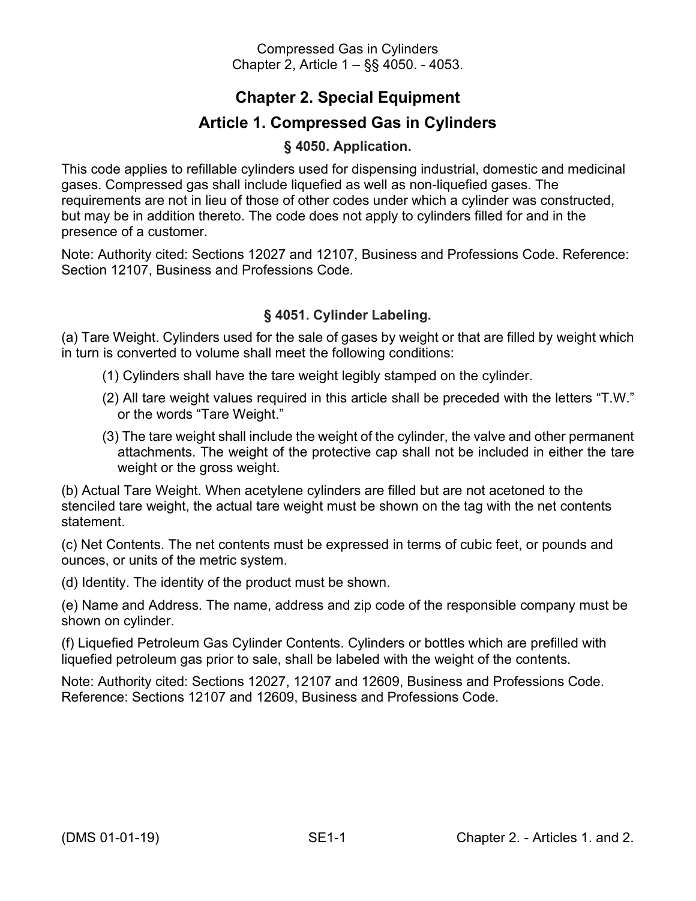# Chapter 2. Special Equipment

## Article 1. Compressed Gas in Cylinders

### § 4050. Application.

This code applies to refillable cylinders used for dispensing industrial, domestic and medicinal gases. Compressed gas shall include liquefied as well as non-liquefied gases. The requirements are not in lieu of those of other codes under which a cylinder was constructed, but may be in addition thereto. The code does not apply to cylinders filled for and in the presence of a customer.

Note: Authority cited: Sections 12027 and 12107, Business and Professions Code. Reference: Section 12107, Business and Professions Code.

### § 4051. Cylinder Labeling.

(a) Tare Weight. Cylinders used for the sale of gases by weight or that are filled by weight which in turn is converted to volume shall meet the following conditions:

(1) Cylinders shall have the tare weight legibly stamped on the cylinder.

(2) All tare weight values required in this article shall be preceded with the letters "T.W." or the words "Tare Weight."

(3) The tare weight shall include the weight of the cylinder, the valve and other permanent attachments. The weight of the protective cap shall not be included in either the tare weight or the gross weight.

(b) Actual Tare Weight. When acetylene cylinders are filled but are not acetoned to the stenciled tare weight, the actual tare weight must be shown on the tag with the net contents statement.

(c) Net Contents. The net contents must be expressed in terms of cubic feet, or pounds and ounces, or units of the metric system.

(d) Identity. The identity of the product must be shown.

(e) Name and Address. The name, address and zip code of the responsible company must be shown on cylinder.

(f) Liquefied Petroleum Gas Cylinder Contents. Cylinders or bottles which are prefilled with liquefied petroleum gas prior to sale, shall be labeled with the weight of the contents.

Note: Authority cited: Sections 12027, 12107 and 12609, Business and Professions Code. Reference: Sections 12107 and 12609, Business and Professions Code.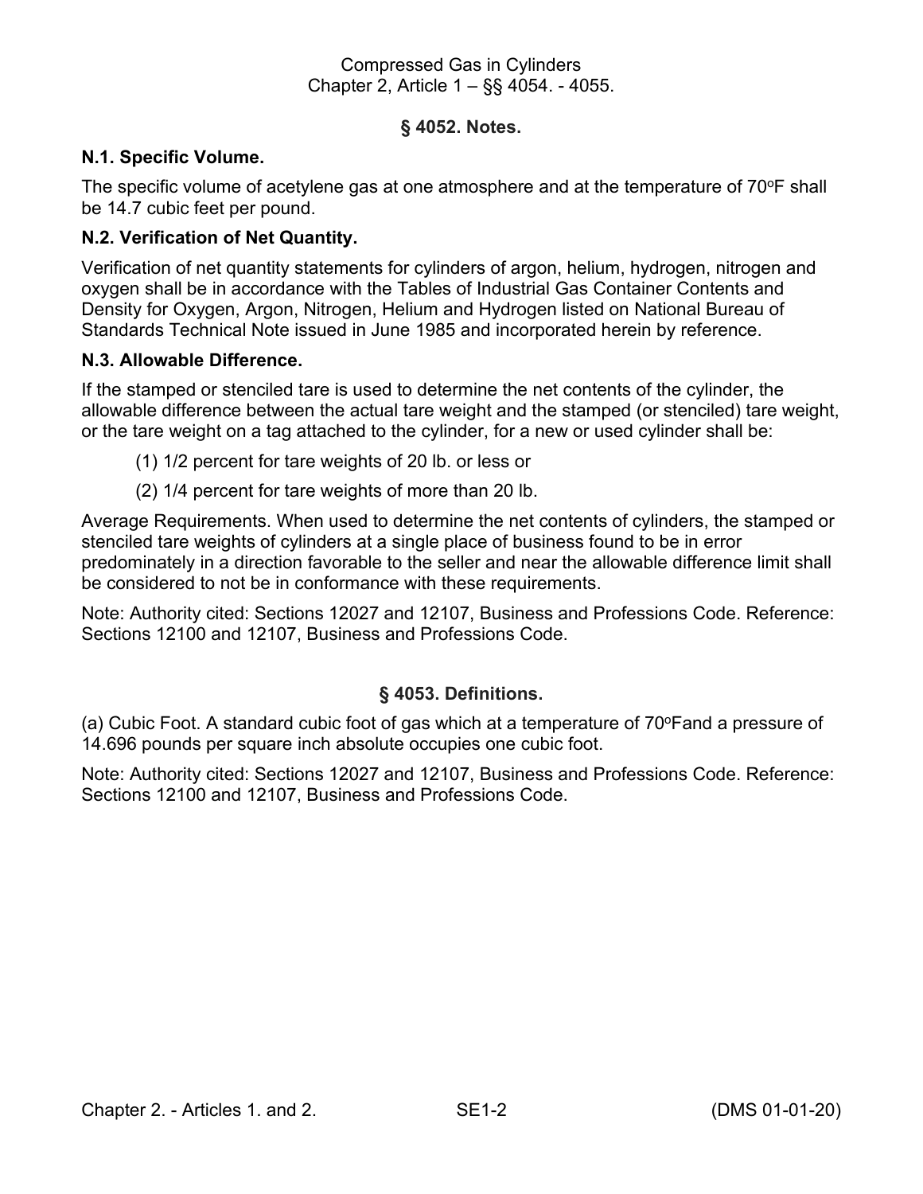## § 4052. Notes.

### N.1. Specific Volume.

The specific volume of acetylene gas at one atmosphere and at the temperature of 70$^{o}$F shall be 14.7 cubic feet per pound.

### N.2. Verification of Net Quantity.

Verification of net quantity statements for cylinders of argon, helium, hydrogen, nitrogen and oxygen shall be in accordance with the Tables of Industrial Gas Container Contents and Density for Oxygen, Argon, Nitrogen, Helium and Hydrogen listed on National Bureau of Standards Technical Note issued in June 1985 and incorporated herein by reference.

### N.3. Allowable Difference.

If the stamped or stenciled tare is used to determine the net contents of the cylinder, the allowable difference between the actual tare weight and the stamped (or stenciled) tare weight, or the tare weight on a tag attached to the cylinder, for a new or used cylinder shall be:

(1) 1/2 percent for tare weights of 20 lb. or less or

(2) 1/4 percent for tare weights of more than 20 lb.

Average Requirements. When used to determine the net contents of cylinders, the stamped or stenciled tare weights of cylinders at a single place of business found to be in error predominately in a direction favorable to the seller and near the allowable difference limit shall be considered to not be in conformance with these requirements.

Note: Authority cited: Sections 12027 and 12107, Business and Professions Code. Reference: Sections 12100 and 12107, Business and Professions Code.

## § 4053. Definitions.

(a) Cubic Foot. A standard cubic foot of gas which at a temperature of 70$^{o}$Fand a pressure of 14.696 pounds per square inch absolute occupies one cubic foot.

Note: Authority cited: Sections 12027 and 12107, Business and Professions Code. Reference: Sections 12100 and 12107, Business and Professions Code.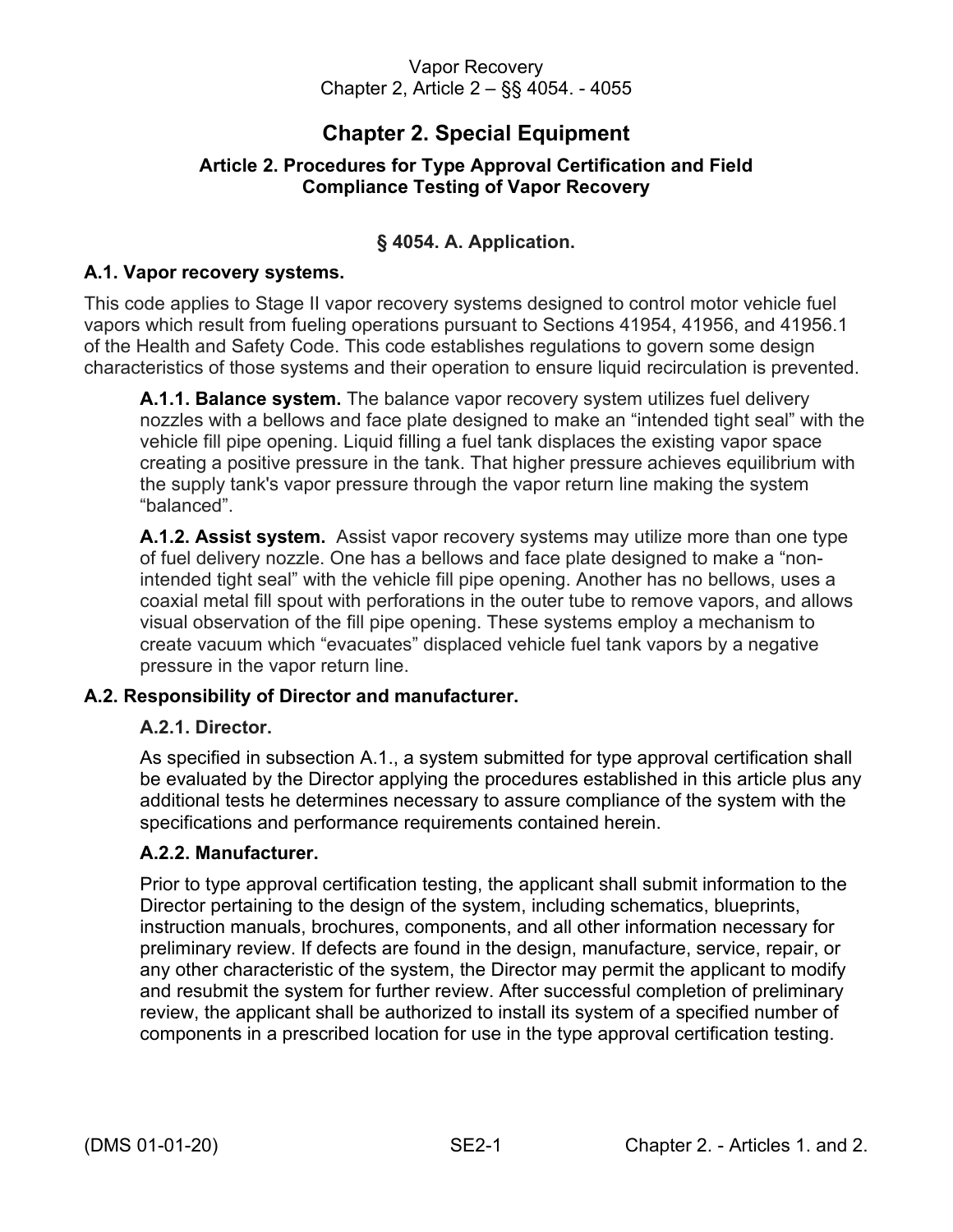# Chapter 2. Special Equipment

## Article 2. Procedures for Type Approval Certification and Field Compliance Testing of Vapor Recovery

### § 4054. A. Application.

#### A.1. Vapor recovery systems.

This code applies to Stage II vapor recovery systems designed to control motor vehicle fuel vapors which result from fueling operations pursuant to Sections 41954, 41956, and 41956.1 of the Health and Safety Code. This code establishes regulations to govern some design characteristics of those systems and their operation to ensure liquid recirculation is prevented.

**A.1.1. Balance system.** The balance vapor recovery system utilizes fuel delivery nozzles with a bellows and face plate designed to make an "intended tight seal" with the vehicle fill pipe opening. Liquid filling a fuel tank displaces the existing vapor space creating a positive pressure in the tank. That higher pressure achieves equilibrium with the supply tank's vapor pressure through the vapor return line making the system "balanced".

**A.1.2. Assist system.** Assist vapor recovery systems may utilize more than one type of fuel delivery nozzle. One has a bellows and face plate designed to make a "non-intended tight seal" with the vehicle fill pipe opening. Another has no bellows, uses a coaxial metal fill spout with perforations in the outer tube to remove vapors, and allows visual observation of the fill pipe opening. These systems employ a mechanism to create vacuum which "evacuates" displaced vehicle fuel tank vapors by a negative pressure in the vapor return line.

#### A.2. Responsibility of Director and manufacturer.

**A.2.1. Director.**

As specified in subsection A.1., a system submitted for type approval certification shall be evaluated by the Director applying the procedures established in this article plus any additional tests he determines necessary to assure compliance of the system with the specifications and performance requirements contained herein.

**A.2.2. Manufacturer.**

Prior to type approval certification testing, the applicant shall submit information to the Director pertaining to the design of the system, including schematics, blueprints, instruction manuals, brochures, components, and all other information necessary for preliminary review. If defects are found in the design, manufacture, service, repair, or any other characteristic of the system, the Director may permit the applicant to modify and resubmit the system for further review. After successful completion of preliminary review, the applicant shall be authorized to install its system of a specified number of components in a prescribed location for use in the type approval certification testing.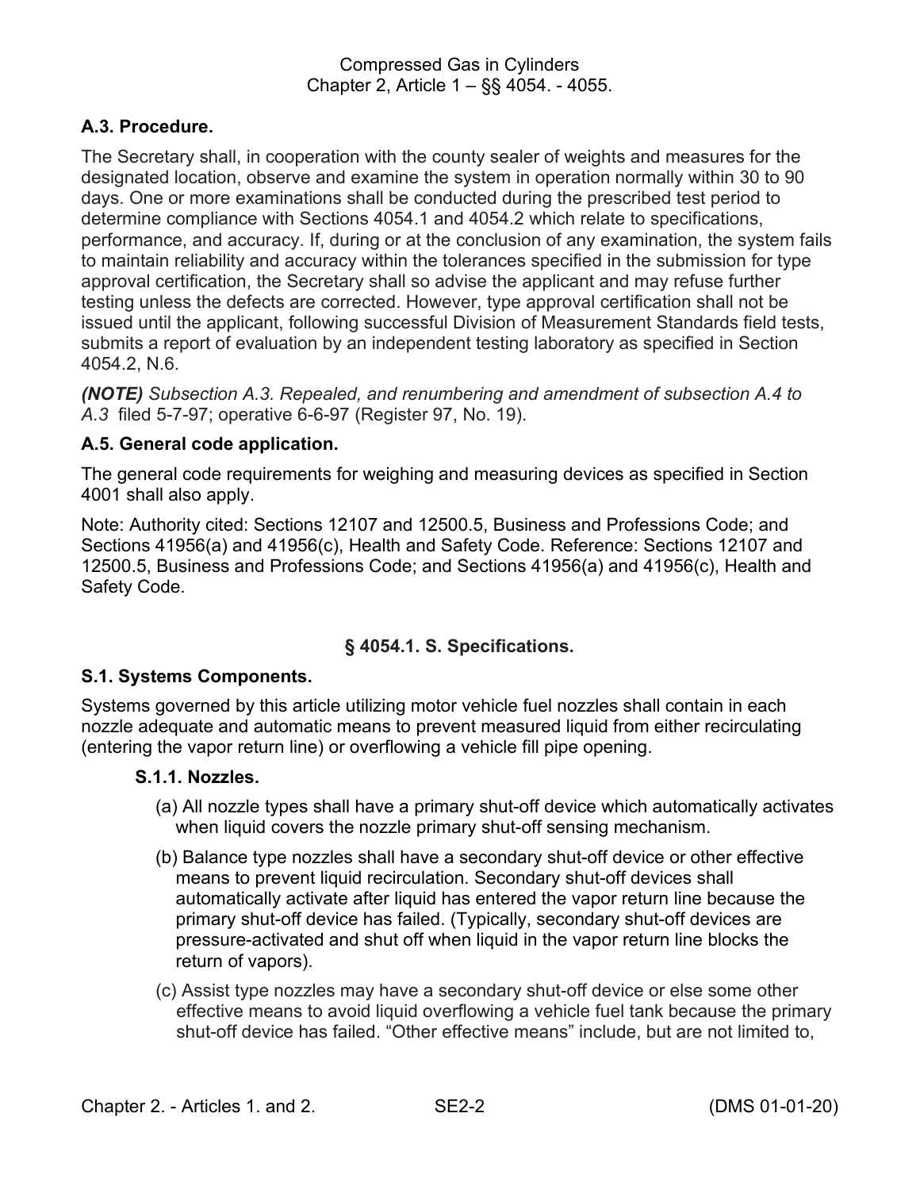### A.3. Procedure.

The Secretary shall, in cooperation with the county sealer of weights and measures for the designated location, observe and examine the system in operation normally within 30 to 90 days. One or more examinations shall be conducted during the prescribed test period to determine compliance with Sections 4054.1 and 4054.2 which relate to specifications, performance, and accuracy. If, during or at the conclusion of any examination, the system fails to maintain reliability and accuracy within the tolerances specified in the submission for type approval certification, the Secretary shall so advise the applicant and may refuse further testing unless the defects are corrected. However, type approval certification shall not be issued until the applicant, following successful Division of Measurement Standards field tests, submits a report of evaluation by an independent testing laboratory as specified in Section 4054.2, N.6.

***(NOTE)*** *Subsection A.3. Repealed, and renumbering and amendment of subsection A.4 to A.3* filed 5-7-97; operative 6-6-97 (Register 97, No. 19).

### A.5. General code application.

The general code requirements for weighing and measuring devices as specified in Section 4001 shall also apply.

Note: Authority cited: Sections 12107 and 12500.5, Business and Professions Code; and Sections 41956(a) and 41956(c), Health and Safety Code. Reference: Sections 12107 and 12500.5, Business and Professions Code; and Sections 41956(a) and 41956(c), Health and Safety Code.

## § 4054.1. S. Specifications.

### S.1. Systems Components.

Systems governed by this article utilizing motor vehicle fuel nozzles shall contain in each nozzle adequate and automatic means to prevent measured liquid from either recirculating (entering the vapor return line) or overflowing a vehicle fill pipe opening.

#### S.1.1. Nozzles.

(a) All nozzle types shall have a primary shut-off device which automatically activates when liquid covers the nozzle primary shut-off sensing mechanism.

(b) Balance type nozzles shall have a secondary shut-off device or other effective means to prevent liquid recirculation. Secondary shut-off devices shall automatically activate after liquid has entered the vapor return line because the primary shut-off device has failed. (Typically, secondary shut-off devices are pressure-activated and shut off when liquid in the vapor return line blocks the return of vapors).

(c) Assist type nozzles may have a secondary shut-off device or else some other effective means to avoid liquid overflowing a vehicle fuel tank because the primary shut-off device has failed. "Other effective means" include, but are not limited to,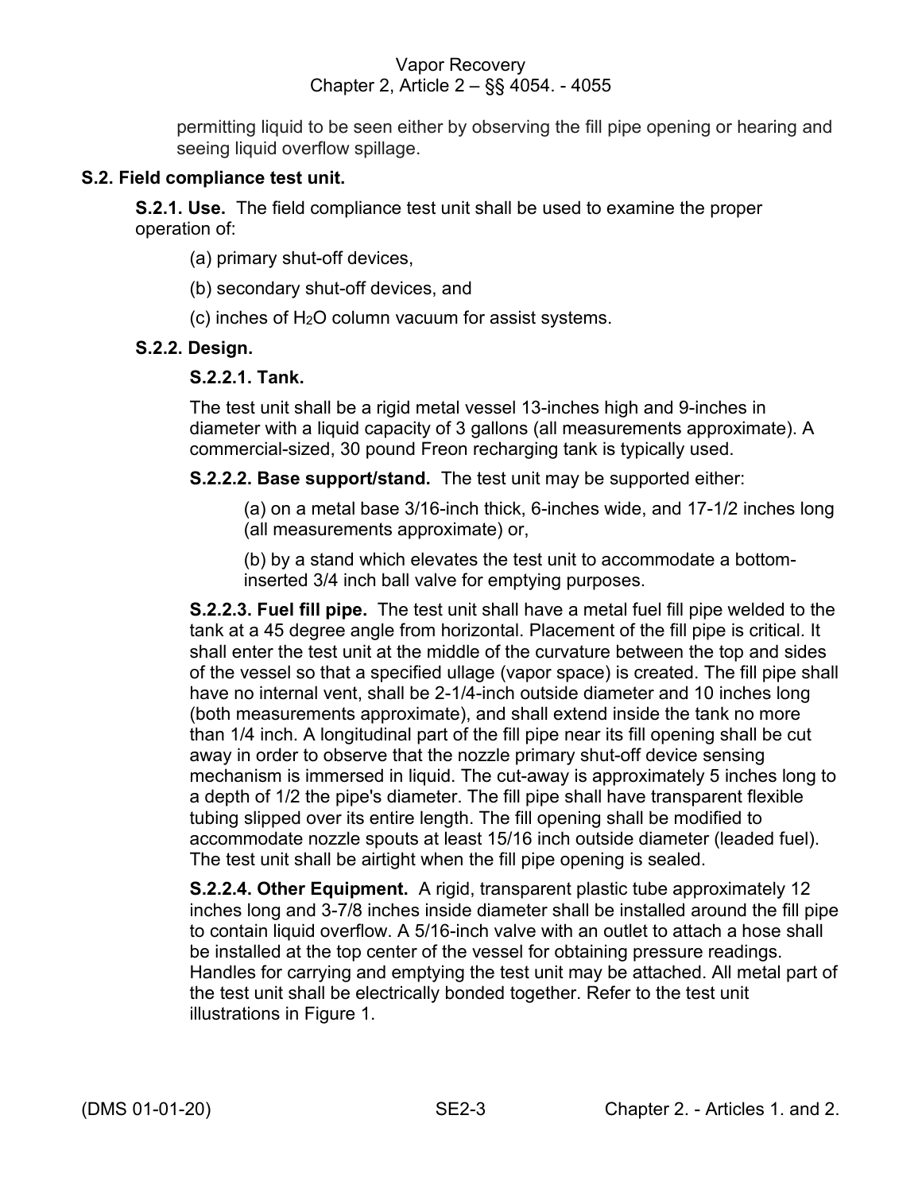permitting liquid to be seen either by observing the fill pipe opening or hearing and seeing liquid overflow spillage.

**S.2. Field compliance test unit.**

**S.2.1. Use.** The field compliance test unit shall be used to examine the proper operation of:

(a) primary shut-off devices,

(b) secondary shut-off devices, and

(c) inches of $H_2O$ column vacuum for assist systems.

**S.2.2. Design.**

**S.2.2.1. Tank.**

The test unit shall be a rigid metal vessel 13-inches high and 9-inches in diameter with a liquid capacity of 3 gallons (all measurements approximate). A commercial-sized, 30 pound Freon recharging tank is typically used.

**S.2.2.2. Base support/stand.** The test unit may be supported either:

(a) on a metal base 3/16-inch thick, 6-inches wide, and 17-1/2 inches long (all measurements approximate) or,

(b) by a stand which elevates the test unit to accommodate a bottom-inserted 3/4 inch ball valve for emptying purposes.

**S.2.2.3. Fuel fill pipe.** The test unit shall have a metal fuel fill pipe welded to the tank at a 45 degree angle from horizontal. Placement of the fill pipe is critical. It shall enter the test unit at the middle of the curvature between the top and sides of the vessel so that a specified ullage (vapor space) is created. The fill pipe shall have no internal vent, shall be 2-1/4-inch outside diameter and 10 inches long (both measurements approximate), and shall extend inside the tank no more than 1/4 inch. A longitudinal part of the fill pipe near its fill opening shall be cut away in order to observe that the nozzle primary shut-off device sensing mechanism is immersed in liquid. The cut-away is approximately 5 inches long to a depth of 1/2 the pipe's diameter. The fill pipe shall have transparent flexible tubing slipped over its entire length. The fill opening shall be modified to accommodate nozzle spouts at least 15/16 inch outside diameter (leaded fuel). The test unit shall be airtight when the fill pipe opening is sealed.

**S.2.2.4. Other Equipment.** A rigid, transparent plastic tube approximately 12 inches long and 3-7/8 inches inside diameter shall be installed around the fill pipe to contain liquid overflow. A 5/16-inch valve with an outlet to attach a hose shall be installed at the top center of the vessel for obtaining pressure readings. Handles for carrying and emptying the test unit may be attached. All metal part of the test unit shall be electrically bonded together. Refer to the test unit illustrations in Figure 1.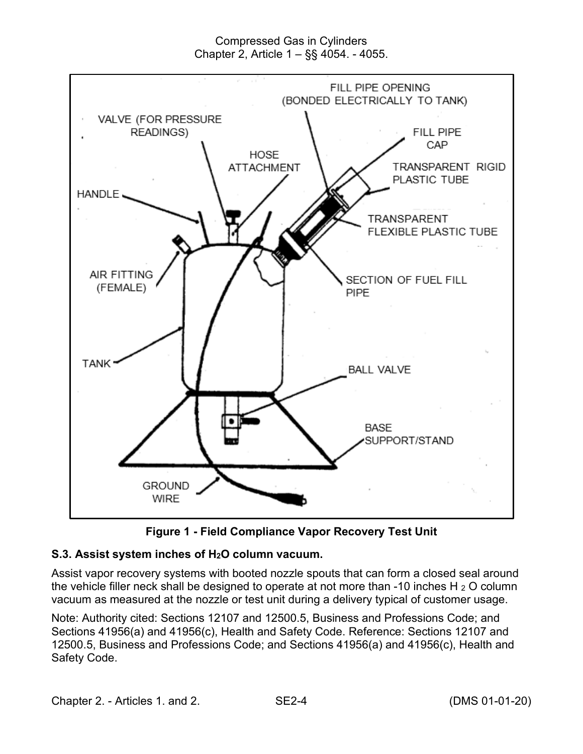**Figure 1 - Field Compliance Vapor Recovery Test Unit**

**S.3. Assist system inches of $H_2O$ column vacuum.**

Assist vapor recovery systems with booted nozzle spouts that can form a closed seal around the vehicle filler neck shall be designed to operate at not more than -10 inches $H_2O$ column vacuum as measured at the nozzle or test unit during a delivery typical of customer usage.

Note: Authority cited: Sections 12107 and 12500.5, Business and Professions Code; and Sections 41956(a) and 41956(c), Health and Safety Code. Reference: Sections 12107 and 12500.5, Business and Professions Code; and Sections 41956(a) and 41956(c), Health and Safety Code.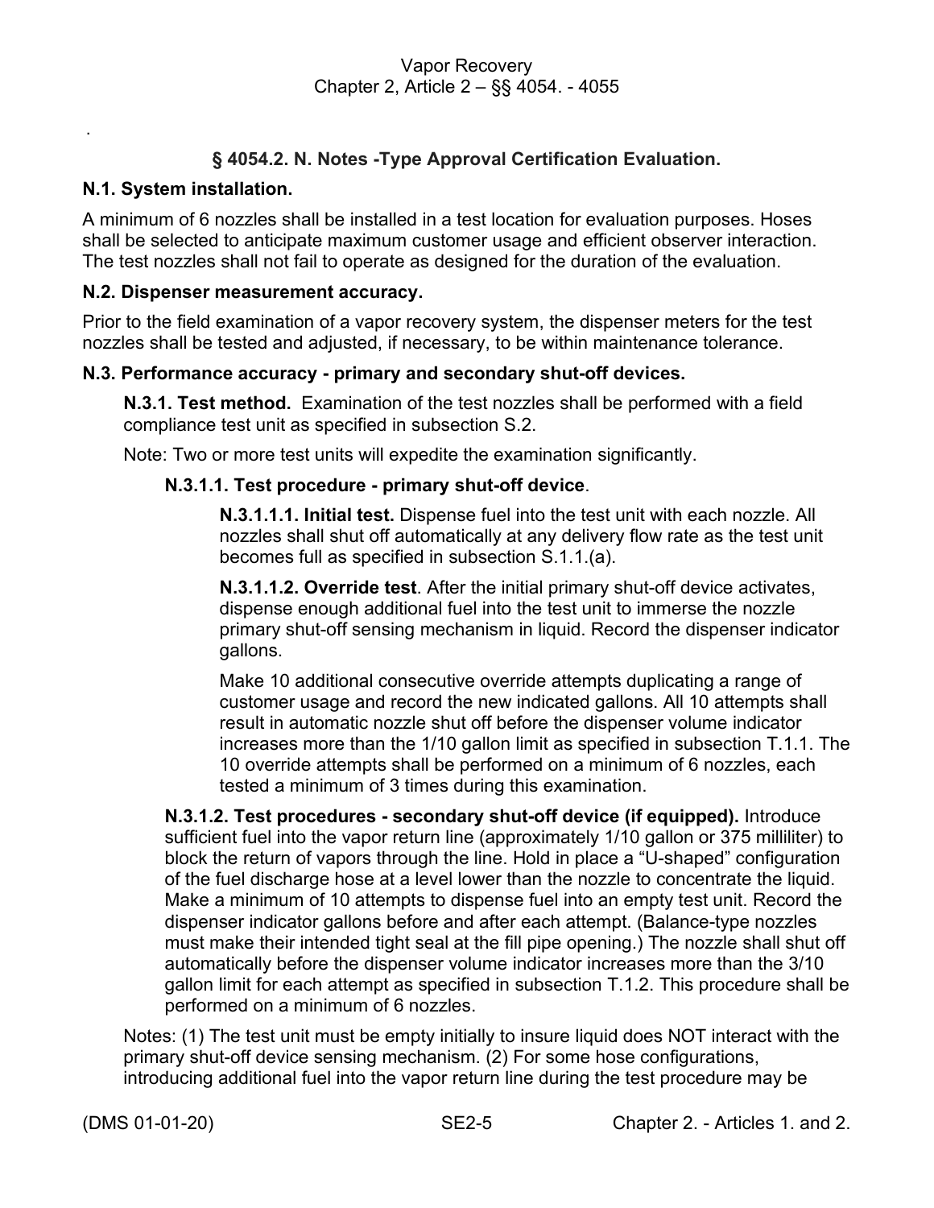## § 4054.2. N. Notes -Type Approval Certification Evaluation.

### N.1. System installation.

A minimum of 6 nozzles shall be installed in a test location for evaluation purposes. Hoses shall be selected to anticipate maximum customer usage and efficient observer interaction. The test nozzles shall not fail to operate as designed for the duration of the evaluation.

### N.2. Dispenser measurement accuracy.

Prior to the field examination of a vapor recovery system, the dispenser meters for the test nozzles shall be tested and adjusted, if necessary, to be within maintenance tolerance.

### N.3. Performance accuracy - primary and secondary shut-off devices.

**N.3.1. Test method.** Examination of the test nozzles shall be performed with a field compliance test unit as specified in subsection S.2.

Note: Two or more test units will expedite the examination significantly.

**N.3.1.1. Test procedure - primary shut-off device**.

**N.3.1.1.1. Initial test.** Dispense fuel into the test unit with each nozzle. All nozzles shall shut off automatically at any delivery flow rate as the test unit becomes full as specified in subsection S.1.1.(a).

**N.3.1.1.2. Override test**. After the initial primary shut-off device activates, dispense enough additional fuel into the test unit to immerse the nozzle primary shut-off sensing mechanism in liquid. Record the dispenser indicator gallons.

Make 10 additional consecutive override attempts duplicating a range of customer usage and record the new indicated gallons. All 10 attempts shall result in automatic nozzle shut off before the dispenser volume indicator increases more than the 1/10 gallon limit as specified in subsection T.1.1. The 10 override attempts shall be performed on a minimum of 6 nozzles, each tested a minimum of 3 times during this examination.

**N.3.1.2. Test procedures - secondary shut-off device (if equipped).** Introduce sufficient fuel into the vapor return line (approximately 1/10 gallon or 375 milliliter) to block the return of vapors through the line. Hold in place a "U-shaped" configuration of the fuel discharge hose at a level lower than the nozzle to concentrate the liquid. Make a minimum of 10 attempts to dispense fuel into an empty test unit. Record the dispenser indicator gallons before and after each attempt. (Balance-type nozzles must make their intended tight seal at the fill pipe opening.) The nozzle shall shut off automatically before the dispenser volume indicator increases more than the 3/10 gallon limit for each attempt as specified in subsection T.1.2. This procedure shall be performed on a minimum of 6 nozzles.

Notes: (1) The test unit must be empty initially to insure liquid does NOT interact with the primary shut-off device sensing mechanism. (2) For some hose configurations, introducing additional fuel into the vapor return line during the test procedure may be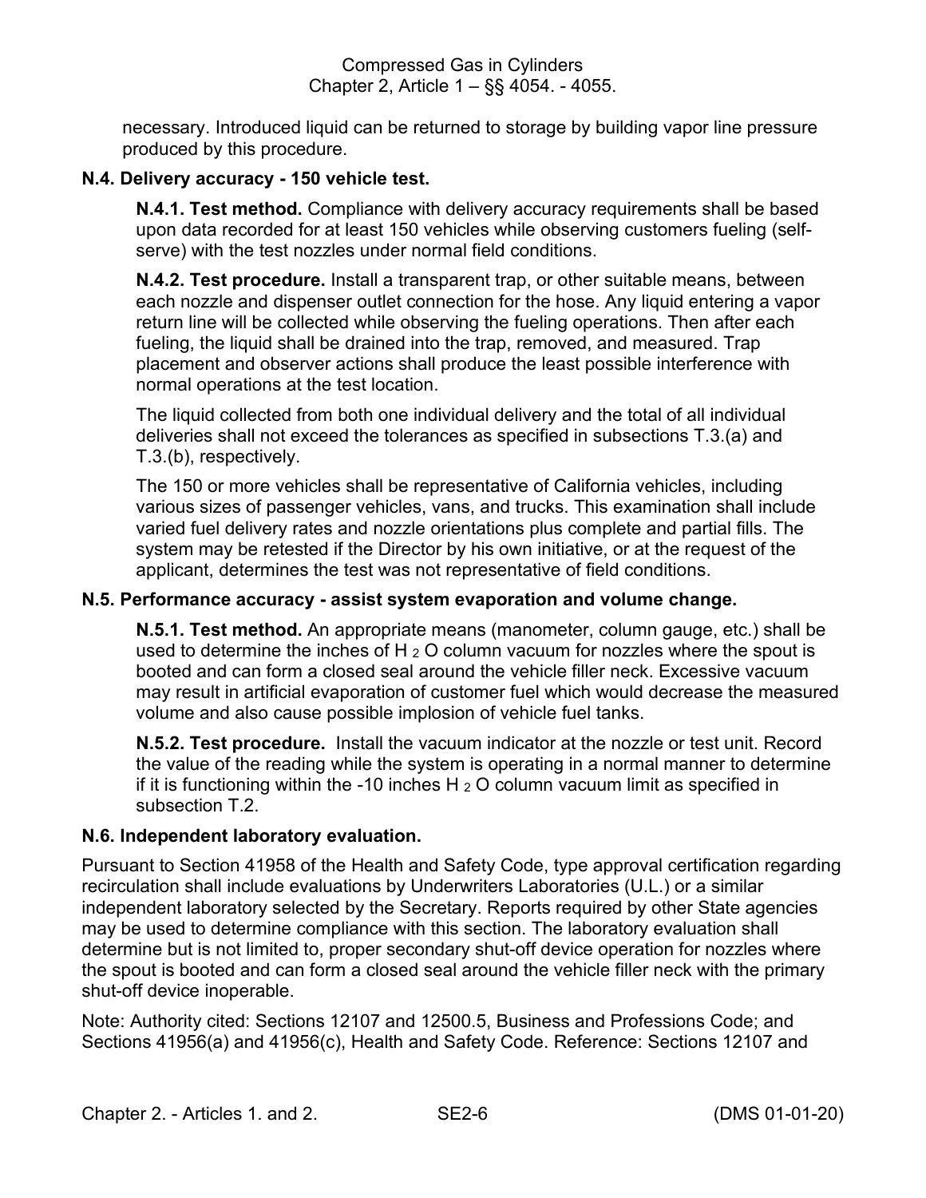necessary. Introduced liquid can be returned to storage by building vapor line pressure produced by this procedure.

**N.4. Delivery accuracy - 150 vehicle test.**

**N.4.1. Test method.** Compliance with delivery accuracy requirements shall be based upon data recorded for at least 150 vehicles while observing customers fueling (self-serve) with the test nozzles under normal field conditions.

**N.4.2. Test procedure.** Install a transparent trap, or other suitable means, between each nozzle and dispenser outlet connection for the hose. Any liquid entering a vapor return line will be collected while observing the fueling operations. Then after each fueling, the liquid shall be drained into the trap, removed, and measured. Trap placement and observer actions shall produce the least possible interference with normal operations at the test location.

The liquid collected from both one individual delivery and the total of all individual deliveries shall not exceed the tolerances as specified in subsections T.3.(a) and T.3.(b), respectively.

The 150 or more vehicles shall be representative of California vehicles, including various sizes of passenger vehicles, vans, and trucks. This examination shall include varied fuel delivery rates and nozzle orientations plus complete and partial fills. The system may be retested if the Director by his own initiative, or at the request of the applicant, determines the test was not representative of field conditions.

**N.5. Performance accuracy - assist system evaporation and volume change.**

**N.5.1. Test method.** An appropriate means (manometer, column gauge, etc.) shall be used to determine the inches of $H_2O$ column vacuum for nozzles where the spout is booted and can form a closed seal around the vehicle filler neck. Excessive vacuum may result in artificial evaporation of customer fuel which would decrease the measured volume and also cause possible implosion of vehicle fuel tanks.

**N.5.2. Test procedure.** Install the vacuum indicator at the nozzle or test unit. Record the value of the reading while the system is operating in a normal manner to determine if it is functioning within the -10 inches $H_2O$ column vacuum limit as specified in subsection T.2.

**N.6. Independent laboratory evaluation.**

Pursuant to Section 41958 of the Health and Safety Code, type approval certification regarding recirculation shall include evaluations by Underwriters Laboratories (U.L.) or a similar independent laboratory selected by the Secretary. Reports required by other State agencies may be used to determine compliance with this section. The laboratory evaluation shall determine but is not limited to, proper secondary shut-off device operation for nozzles where the spout is booted and can form a closed seal around the vehicle filler neck with the primary shut-off device inoperable.

Note: Authority cited: Sections 12107 and 12500.5, Business and Professions Code; and Sections 41956(a) and 41956(c), Health and Safety Code. Reference: Sections 12107 and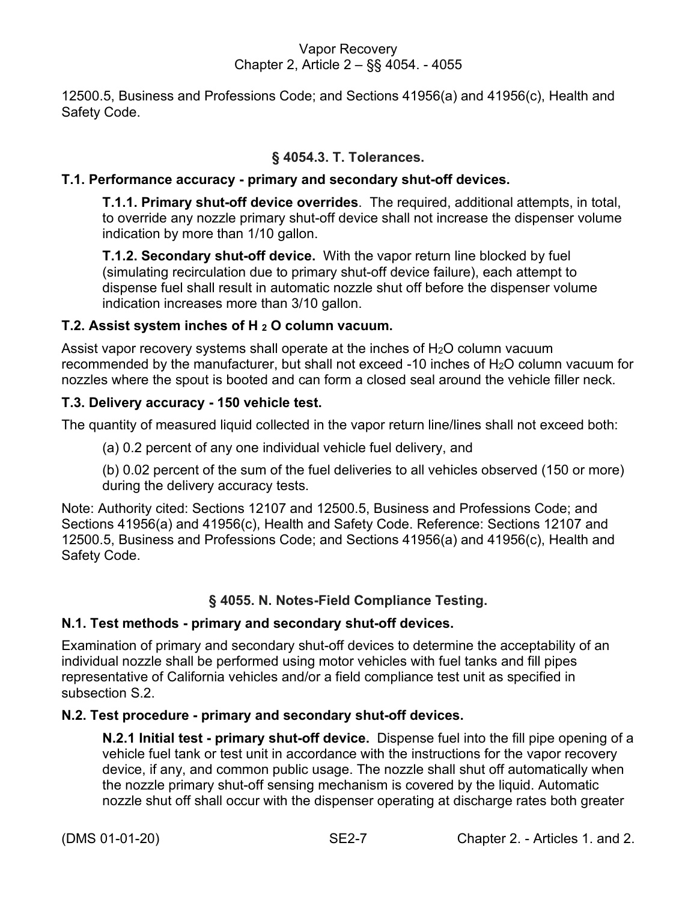12500.5, Business and Professions Code; and Sections 41956(a) and 41956(c), Health and Safety Code.

### § 4054.3. T. Tolerances.

**T.1. Performance accuracy - primary and secondary shut-off devices.**

**T.1.1. Primary shut-off device overrides**. The required, additional attempts, in total, to override any nozzle primary shut-off device shall not increase the dispenser volume indication by more than 1/10 gallon.

**T.1.2. Secondary shut-off device.** With the vapor return line blocked by fuel (simulating recirculation due to primary shut-off device failure), each attempt to dispense fuel shall result in automatic nozzle shut off before the dispenser volume indication increases more than 3/10 gallon.

**T.2. Assist system inches of $H_2O$ column vacuum.**

Assist vapor recovery systems shall operate at the inches of $H_2O$ column vacuum recommended by the manufacturer, but shall not exceed -10 inches of $H_2O$ column vacuum for nozzles where the spout is booted and can form a closed seal around the vehicle filler neck.

**T.3. Delivery accuracy - 150 vehicle test.**

The quantity of measured liquid collected in the vapor return line/lines shall not exceed both:

(a) 0.2 percent of any one individual vehicle fuel delivery, and

(b) 0.02 percent of the sum of the fuel deliveries to all vehicles observed (150 or more) during the delivery accuracy tests.

Note: Authority cited: Sections 12107 and 12500.5, Business and Professions Code; and Sections 41956(a) and 41956(c), Health and Safety Code. Reference: Sections 12107 and 12500.5, Business and Professions Code; and Sections 41956(a) and 41956(c), Health and Safety Code.

### § 4055. N. Notes-Field Compliance Testing.

**N.1. Test methods - primary and secondary shut-off devices.**

Examination of primary and secondary shut-off devices to determine the acceptability of an individual nozzle shall be performed using motor vehicles with fuel tanks and fill pipes representative of California vehicles and/or a field compliance test unit as specified in subsection S.2.

**N.2. Test procedure - primary and secondary shut-off devices.**

**N.2.1 Initial test - primary shut-off device.** Dispense fuel into the fill pipe opening of a vehicle fuel tank or test unit in accordance with the instructions for the vapor recovery device, if any, and common public usage. The nozzle shall shut off automatically when the nozzle primary shut-off sensing mechanism is covered by the liquid. Automatic nozzle shut off shall occur with the dispenser operating at discharge rates both greater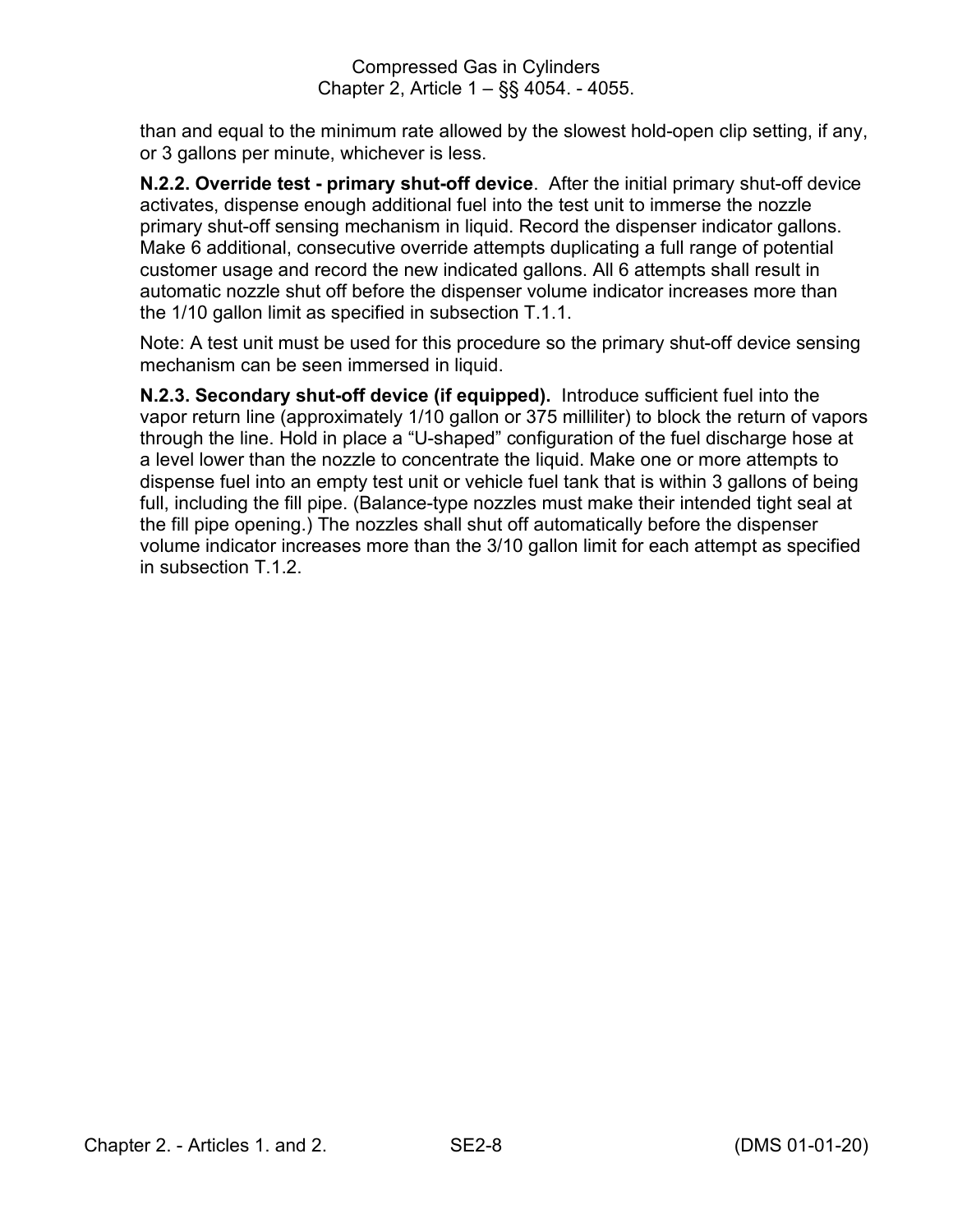than and equal to the minimum rate allowed by the slowest hold-open clip setting, if any, or 3 gallons per minute, whichever is less.

**N.2.2. Override test - primary shut-off device**. After the initial primary shut-off device activates, dispense enough additional fuel into the test unit to immerse the nozzle primary shut-off sensing mechanism in liquid. Record the dispenser indicator gallons. Make 6 additional, consecutive override attempts duplicating a full range of potential customer usage and record the new indicated gallons. All 6 attempts shall result in automatic nozzle shut off before the dispenser volume indicator increases more than the 1/10 gallon limit as specified in subsection T.1.1.

Note: A test unit must be used for this procedure so the primary shut-off device sensing mechanism can be seen immersed in liquid.

**N.2.3. Secondary shut-off device (if equipped).** Introduce sufficient fuel into the vapor return line (approximately 1/10 gallon or 375 milliliter) to block the return of vapors through the line. Hold in place a "U-shaped" configuration of the fuel discharge hose at a level lower than the nozzle to concentrate the liquid. Make one or more attempts to dispense fuel into an empty test unit or vehicle fuel tank that is within 3 gallons of being full, including the fill pipe. (Balance-type nozzles must make their intended tight seal at the fill pipe opening.) The nozzles shall shut off automatically before the dispenser volume indicator increases more than the 3/10 gallon limit for each attempt as specified in subsection T.1.2.